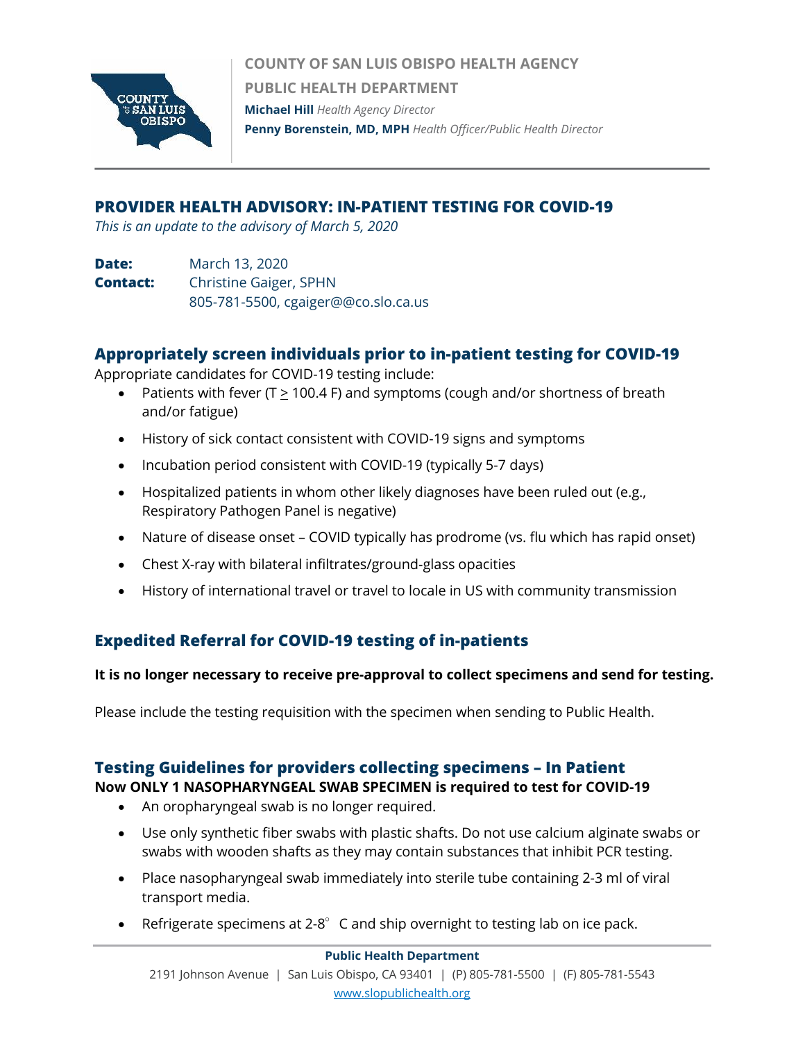COUNTY OF SAN LUIS OBISPO HEALTH AGENCY

PUBLIC HEALTH DEPARTMENT

**Michael Hill** *Health Agency Director*

**Penny Borenstein, MD, MPH** *Health Officer/Public Health Director*

## PROVIDER HEALTH ADVISORY: IN-PATIENT TESTING FOR COVID-19

*This is an update to the advisory of March 5, 2020*

**Date:** March 13, 2020

**Contact:** Christine Gaiger, SPHN
805-781-5500, cgaiger@@co.slo.ca.us

## Appropriately screen individuals prior to in-patient testing for COVID-19

Appropriate candidates for COVID-19 testing include:

- Patients with fever (T ≥ 100.4 F) and symptoms (cough and/or shortness of breath and/or fatigue)
- History of sick contact consistent with COVID-19 signs and symptoms
- Incubation period consistent with COVID-19 (typically 5-7 days)
- Hospitalized patients in whom other likely diagnoses have been ruled out (e.g., Respiratory Pathogen Panel is negative)
- Nature of disease onset – COVID typically has prodrome (vs. flu which has rapid onset)
- Chest X-ray with bilateral infiltrates/ground-glass opacities
- History of international travel or travel to locale in US with community transmission

## Expedited Referral for COVID-19 testing of in-patients

**It is no longer necessary to receive pre-approval to collect specimens and send for testing.**

Please include the testing requisition with the specimen when sending to Public Health.

## Testing Guidelines for providers collecting specimens – In Patient

**Now ONLY 1 NASOPHARYNGEAL SWAB SPECIMEN is required to test for COVID-19**

- An oropharyngeal swab is no longer required.
- Use only synthetic fiber swabs with plastic shafts. Do not use calcium alginate swabs or swabs with wooden shafts as they may contain substances that inhibit PCR testing.
- Place nasopharyngeal swab immediately into sterile tube containing 2-3 ml of viral transport media.
- Refrigerate specimens at 2-8° C and ship overnight to testing lab on ice pack.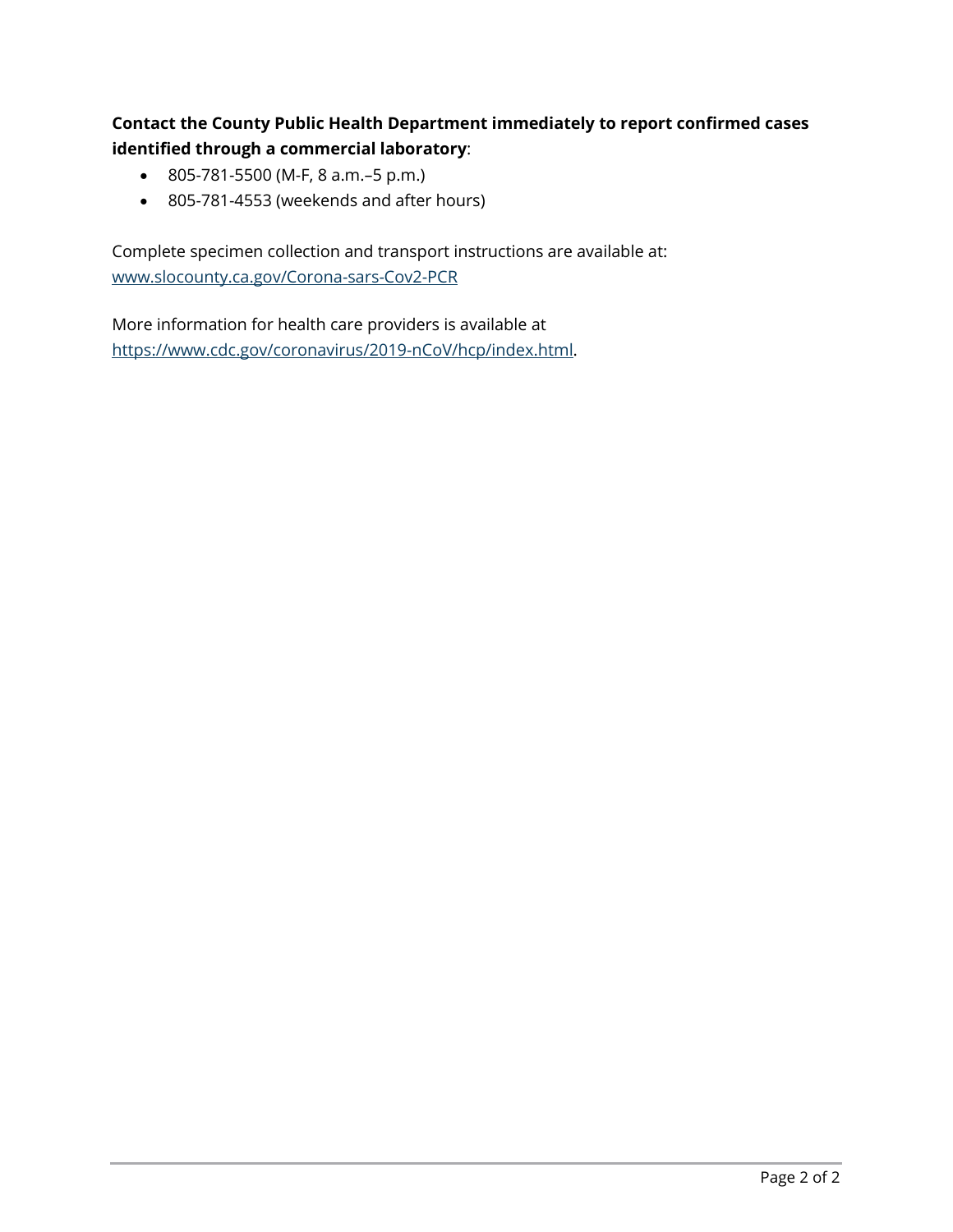**Contact the County Public Health Department immediately to report confirmed cases identified through a commercial laboratory**:

- 805-781-5500 (M-F, 8 a.m.–5 p.m.)
- 805-781-4553 (weekends and after hours)

Complete specimen collection and transport instructions are available at: [www.slocounty.ca.gov/Corona-sars-Cov2-PCR](www.slocounty.ca.gov/Corona-sars-Cov2-PCR)

More information for health care providers is available at [https://www.cdc.gov/coronavirus/2019-nCoV/hcp/index.html](https://www.cdc.gov/coronavirus/2019-nCoV/hcp/index.html).